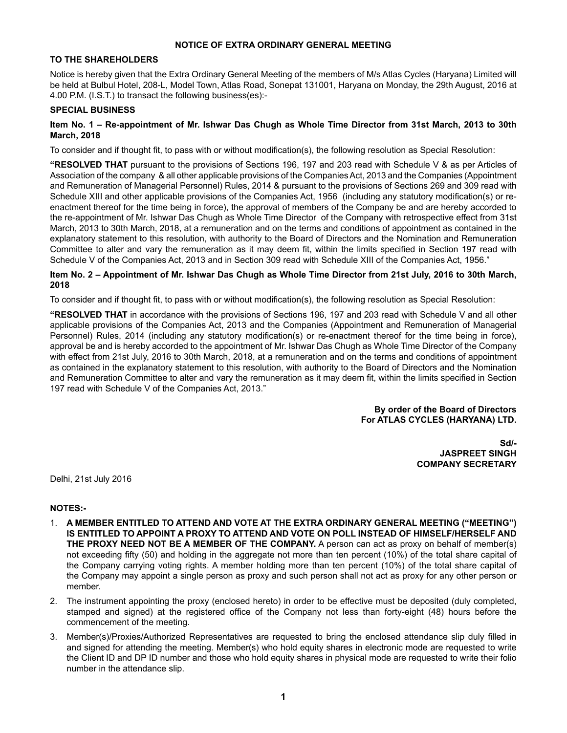# NOTICE OF EXTRA ORDINARY GENERAL MEETING

**TO THE SHAREHOLDERS**

Notice is hereby given that the Extra Ordinary General Meeting of the members of M/s Atlas Cycles (Haryana) Limited will be held at Bulbul Hotel, 208-L, Model Town, Atlas Road, Sonepat 131001, Haryana on Monday, the 29th August, 2016 at 4.00 P.M. (I.S.T.) to transact the following business(es):-

## SPECIAL BUSINESS

### Item No. 1 – Re-appointment of Mr. Ishwar Das Chugh as Whole Time Director from 31st March, 2013 to 30th March, 2018

To consider and if thought fit, to pass with or without modification(s), the following resolution as Special Resolution:

**"RESOLVED THAT** pursuant to the provisions of Sections 196, 197 and 203 read with Schedule V & as per Articles of Association of the company & all other applicable provisions of the Companies Act, 2013 and the Companies (Appointment and Remuneration of Managerial Personnel) Rules, 2014 & pursuant to the provisions of Sections 269 and 309 read with Schedule XIII and other applicable provisions of the Companies Act, 1956 (including any statutory modification(s) or re-enactment thereof for the time being in force), the approval of members of the Company be and are hereby accorded to the re-appointment of Mr. Ishwar Das Chugh as Whole Time Director of the Company with retrospective effect from 31st March, 2013 to 30th March, 2018, at a remuneration and on the terms and conditions of appointment as contained in the explanatory statement to this resolution, with authority to the Board of Directors and the Nomination and Remuneration Committee to alter and vary the remuneration as it may deem fit, within the limits specified in Section 197 read with Schedule V of the Companies Act, 2013 and in Section 309 read with Schedule XIII of the Companies Act, 1956."

### Item No. 2 – Appointment of Mr. Ishwar Das Chugh as Whole Time Director from 21st July, 2016 to 30th March, 2018

To consider and if thought fit, to pass with or without modification(s), the following resolution as Special Resolution:

**"RESOLVED THAT** in accordance with the provisions of Sections 196, 197 and 203 read with Schedule V and all other applicable provisions of the Companies Act, 2013 and the Companies (Appointment and Remuneration of Managerial Personnel) Rules, 2014 (including any statutory modification(s) or re-enactment thereof for the time being in force), approval be and is hereby accorded to the appointment of Mr. Ishwar Das Chugh as Whole Time Director of the Company with effect from 21st July, 2016 to 30th March, 2018, at a remuneration and on the terms and conditions of appointment as contained in the explanatory statement to this resolution, with authority to the Board of Directors and the Nomination and Remuneration Committee to alter and vary the remuneration as it may deem fit, within the limits specified in Section 197 read with Schedule V of the Companies Act, 2013."

**By order of the Board of Directors**
**For ATLAS CYCLES (HARYANA) LTD.**

**Sd/-**
**JASPREET SINGH**
**COMPANY SECRETARY**

Delhi, 21st July 2016

**NOTES:-**

1. **A MEMBER ENTITLED TO ATTEND AND VOTE AT THE EXTRA ORDINARY GENERAL MEETING ("MEETING") IS ENTITLED TO APPOINT A PROXY TO ATTEND AND VOTE ON POLL INSTEAD OF HIMSELF/HERSELF AND THE PROXY NEED NOT BE A MEMBER OF THE COMPANY.** A person can act as proxy on behalf of member(s) not exceeding fifty (50) and holding in the aggregate not more than ten percent (10%) of the total share capital of the Company carrying voting rights. A member holding more than ten percent (10%) of the total share capital of the Company may appoint a single person as proxy and such person shall not act as proxy for any other person or member.
2. The instrument appointing the proxy (enclosed hereto) in order to be effective must be deposited (duly completed, stamped and signed) at the registered office of the Company not less than forty-eight (48) hours before the commencement of the meeting.
3. Member(s)/Proxies/Authorized Representatives are requested to bring the enclosed attendance slip duly filled in and signed for attending the meeting. Member(s) who hold equity shares in electronic mode are requested to write the Client ID and DP ID number and those who hold equity shares in physical mode are requested to write their folio number in the attendance slip.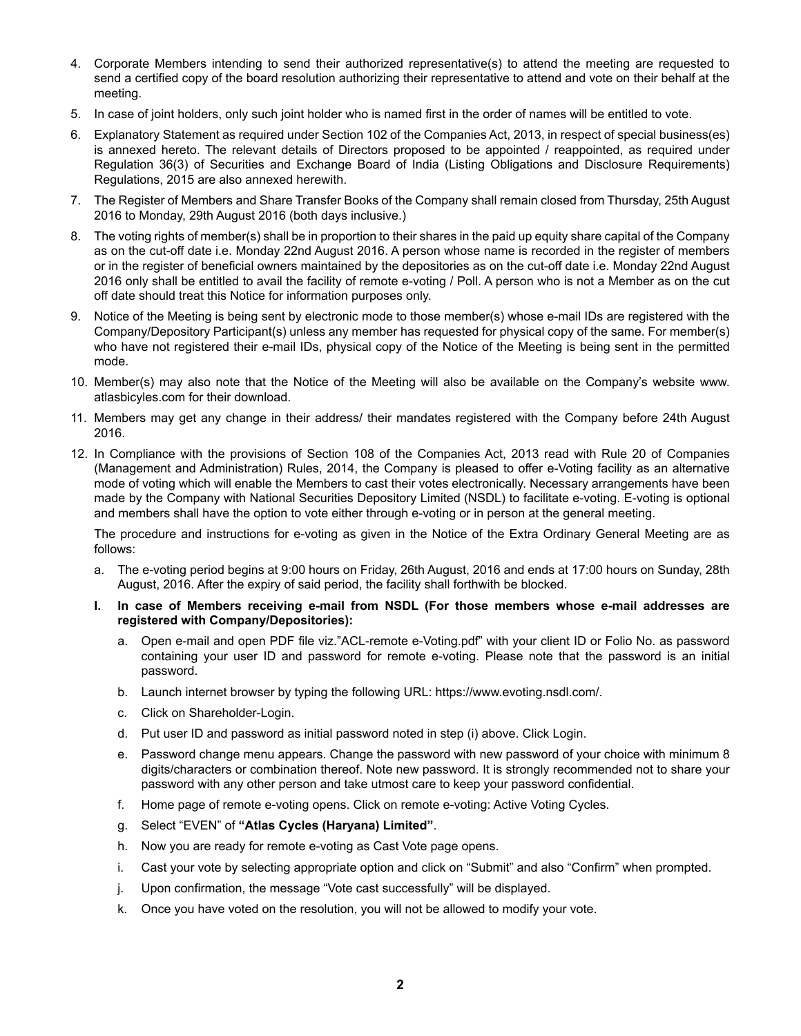4. Corporate Members intending to send their authorized representative(s) to attend the meeting are requested to send a certified copy of the board resolution authorizing their representative to attend and vote on their behalf at the meeting.

5. In case of joint holders, only such joint holder who is named first in the order of names will be entitled to vote.

6. Explanatory Statement as required under Section 102 of the Companies Act, 2013, in respect of special business(es) is annexed hereto. The relevant details of Directors proposed to be appointed / reappointed, as required under Regulation 36(3) of Securities and Exchange Board of India (Listing Obligations and Disclosure Requirements) Regulations, 2015 are also annexed herewith.

7. The Register of Members and Share Transfer Books of the Company shall remain closed from Thursday, 25th August 2016 to Monday, 29th August 2016 (both days inclusive.)

8. The voting rights of member(s) shall be in proportion to their shares in the paid up equity share capital of the Company as on the cut-off date i.e. Monday 22nd August 2016. A person whose name is recorded in the register of members or in the register of beneficial owners maintained by the depositories as on the cut-off date i.e. Monday 22nd August 2016 only shall be entitled to avail the facility of remote e-voting / Poll. A person who is not a Member as on the cut off date should treat this Notice for information purposes only.

9. Notice of the Meeting is being sent by electronic mode to those member(s) whose e-mail IDs are registered with the Company/Depository Participant(s) unless any member has requested for physical copy of the same. For member(s) who have not registered their e-mail IDs, physical copy of the Notice of the Meeting is being sent in the permitted mode.

10. Member(s) may also note that the Notice of the Meeting will also be available on the Company's website www.atlasbicyles.com for their download.

11. Members may get any change in their address/ their mandates registered with the Company before 24th August 2016.

12. In Compliance with the provisions of Section 108 of the Companies Act, 2013 read with Rule 20 of Companies (Management and Administration) Rules, 2014, the Company is pleased to offer e-Voting facility as an alternative mode of voting which will enable the Members to cast their votes electronically. Necessary arrangements have been made by the Company with National Securities Depository Limited (NSDL) to facilitate e-voting. E-voting is optional and members shall have the option to vote either through e-voting or in person at the general meeting.

    The procedure and instructions for e-voting as given in the Notice of the Extra Ordinary General Meeting are as follows:

    a. The e-voting period begins at 9:00 hours on Friday, 26th August, 2016 and ends at 17:00 hours on Sunday, 28th August, 2016. After the expiry of said period, the facility shall forthwith be blocked.

    **I. In case of Members receiving e-mail from NSDL (For those members whose e-mail addresses are registered with Company/Depositories):**

    a. Open e-mail and open PDF file viz."ACL-remote e-Voting.pdf" with your client ID or Folio No. as password containing your user ID and password for remote e-voting. Please note that the password is an initial password.

    b. Launch internet browser by typing the following URL: https://www.evoting.nsdl.com/.

    c. Click on Shareholder-Login.

    d. Put user ID and password as initial password noted in step (i) above. Click Login.

    e. Password change menu appears. Change the password with new password of your choice with minimum 8 digits/characters or combination thereof. Note new password. It is strongly recommended not to share your password with any other person and take utmost care to keep your password confidential.

    f. Home page of remote e-voting opens. Click on remote e-voting: Active Voting Cycles.

    g. Select "EVEN" of **"Atlas Cycles (Haryana) Limited"**.

    h. Now you are ready for remote e-voting as Cast Vote page opens.

    i. Cast your vote by selecting appropriate option and click on "Submit" and also "Confirm" when prompted.

    j. Upon confirmation, the message "Vote cast successfully" will be displayed.

    k. Once you have voted on the resolution, you will not be allowed to modify your vote.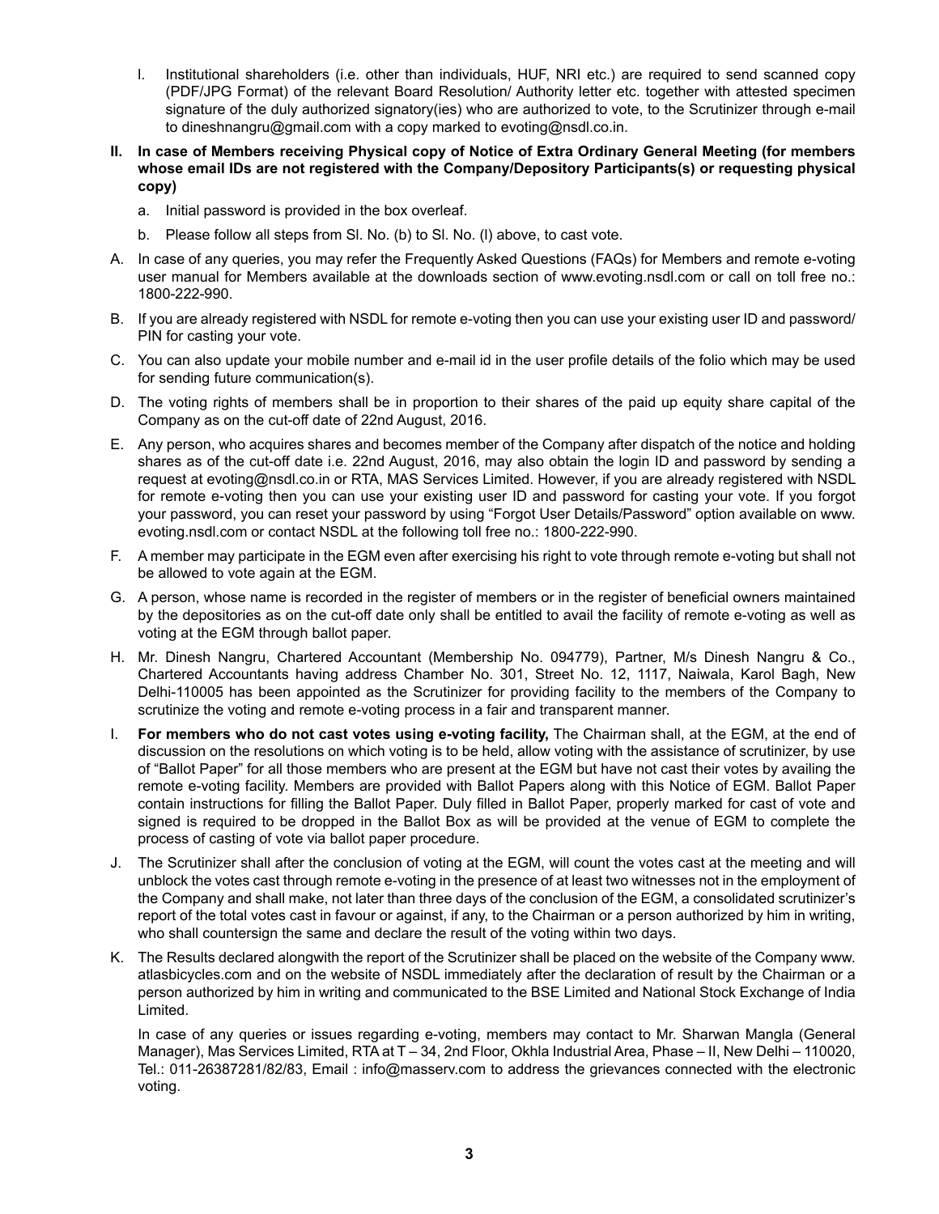l. Institutional shareholders (i.e. other than individuals, HUF, NRI etc.) are required to send scanned copy (PDF/JPG Format) of the relevant Board Resolution/ Authority letter etc. together with attested specimen signature of the duly authorized signatory(ies) who are authorized to vote, to the Scrutinizer through e-mail to dineshnangru@gmail.com with a copy marked to evoting@nsdl.co.in.

**II. In case of Members receiving Physical copy of Notice of Extra Ordinary General Meeting (for members whose email IDs are not registered with the Company/Depository Participants(s) or requesting physical copy)**

a. Initial password is provided in the box overleaf.

b. Please follow all steps from Sl. No. (b) to Sl. No. (l) above, to cast vote.

A. In case of any queries, you may refer the Frequently Asked Questions (FAQs) for Members and remote e-voting user manual for Members available at the downloads section of www.evoting.nsdl.com or call on toll free no.: 1800-222-990.

B. If you are already registered with NSDL for remote e-voting then you can use your existing user ID and password/ PIN for casting your vote.

C. You can also update your mobile number and e-mail id in the user profile details of the folio which may be used for sending future communication(s).

D. The voting rights of members shall be in proportion to their shares of the paid up equity share capital of the Company as on the cut-off date of 22nd August, 2016.

E. Any person, who acquires shares and becomes member of the Company after dispatch of the notice and holding shares as of the cut-off date i.e. 22nd August, 2016, may also obtain the login ID and password by sending a request at evoting@nsdl.co.in or RTA, MAS Services Limited. However, if you are already registered with NSDL for remote e-voting then you can use your existing user ID and password for casting your vote. If you forgot your password, you can reset your password by using "Forgot User Details/Password" option available on www.evoting.nsdl.com or contact NSDL at the following toll free no.: 1800-222-990.

F. A member may participate in the EGM even after exercising his right to vote through remote e-voting but shall not be allowed to vote again at the EGM.

G. A person, whose name is recorded in the register of members or in the register of beneficial owners maintained by the depositories as on the cut-off date only shall be entitled to avail the facility of remote e-voting as well as voting at the EGM through ballot paper.

H. Mr. Dinesh Nangru, Chartered Accountant (Membership No. 094779), Partner, M/s Dinesh Nangru & Co., Chartered Accountants having address Chamber No. 301, Street No. 12, 1117, Naiwala, Karol Bagh, New Delhi-110005 has been appointed as the Scrutinizer for providing facility to the members of the Company to scrutinize the voting and remote e-voting process in a fair and transparent manner.

I. **For members who do not cast votes using e-voting facility,** The Chairman shall, at the EGM, at the end of discussion on the resolutions on which voting is to be held, allow voting with the assistance of scrutinizer, by use of "Ballot Paper" for all those members who are present at the EGM but have not cast their votes by availing the remote e-voting facility. Members are provided with Ballot Papers along with this Notice of EGM. Ballot Paper contain instructions for filling the Ballot Paper. Duly filled in Ballot Paper, properly marked for cast of vote and signed is required to be dropped in the Ballot Box as will be provided at the venue of EGM to complete the process of casting of vote via ballot paper procedure.

J. The Scrutinizer shall after the conclusion of voting at the EGM, will count the votes cast at the meeting and will unblock the votes cast through remote e-voting in the presence of at least two witnesses not in the employment of the Company and shall make, not later than three days of the conclusion of the EGM, a consolidated scrutinizer's report of the total votes cast in favour or against, if any, to the Chairman or a person authorized by him in writing, who shall countersign the same and declare the result of the voting within two days.

K. The Results declared alongwith the report of the Scrutinizer shall be placed on the website of the Company www.atlasbicycles.com and on the website of NSDL immediately after the declaration of result by the Chairman or a person authorized by him in writing and communicated to the BSE Limited and National Stock Exchange of India Limited.

In case of any queries or issues regarding e-voting, members may contact to Mr. Sharwan Mangla (General Manager), Mas Services Limited, RTA at T – 34, 2nd Floor, Okhla Industrial Area, Phase – II, New Delhi – 110020, Tel.: 011-26387281/82/83, Email : info@masserv.com to address the grievances connected with the electronic voting.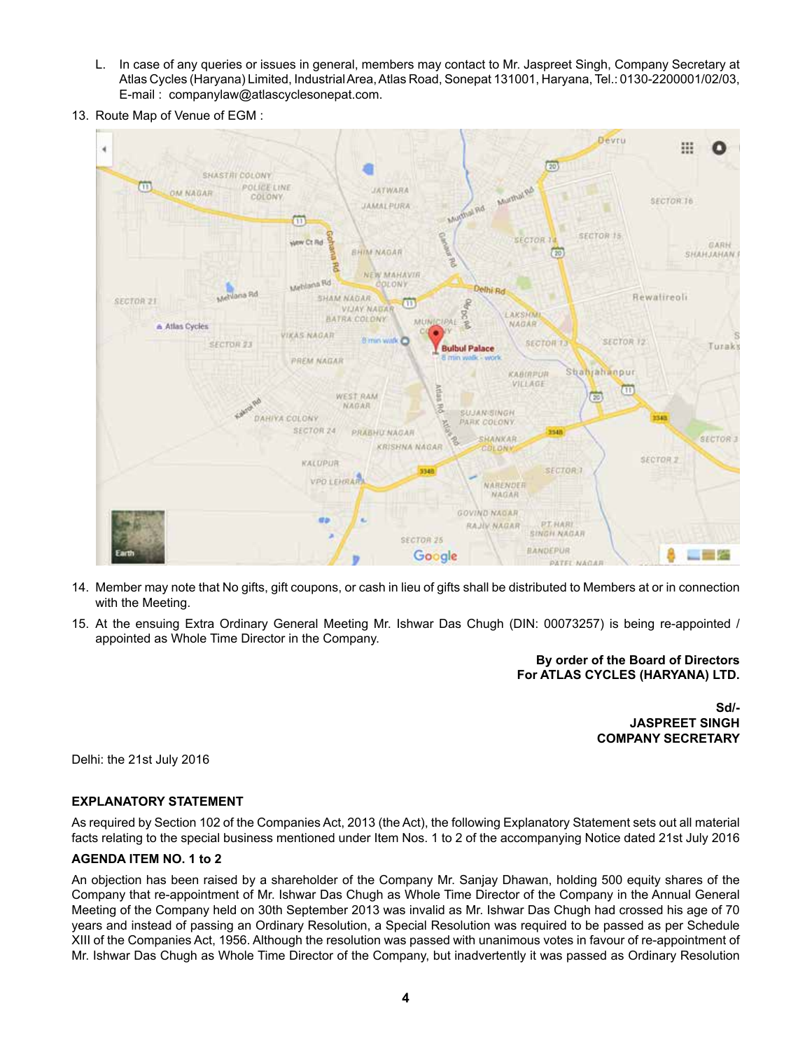L. In case of any queries or issues in general, members may contact to Mr. Jaspreet Singh, Company Secretary at Atlas Cycles (Haryana) Limited, Industrial Area, Atlas Road, Sonepat 131001, Haryana, Tel.: 0130-2200001/02/03, E-mail : companylaw@atlascyclesonepat.com.

13. Route Map of Venue of EGM :

14. Member may note that No gifts, gift coupons, or cash in lieu of gifts shall be distributed to Members at or in connection with the Meeting.

15. At the ensuing Extra Ordinary General Meeting Mr. Ishwar Das Chugh (DIN: 00073257) is being re-appointed / appointed as Whole Time Director in the Company.

**By order of the Board of Directors**
**For ATLAS CYCLES (HARYANA) LTD.**

**Sd/-**
**JASPREET SINGH**
**COMPANY SECRETARY**

Delhi: the 21st July 2016

**EXPLANATORY STATEMENT**

As required by Section 102 of the Companies Act, 2013 (the Act), the following Explanatory Statement sets out all material facts relating to the special business mentioned under Item Nos. 1 to 2 of the accompanying Notice dated 21st July 2016

**AGENDA ITEM NO. 1 to 2**

An objection has been raised by a shareholder of the Company Mr. Sanjay Dhawan, holding 500 equity shares of the Company that re-appointment of Mr. Ishwar Das Chugh as Whole Time Director of the Company in the Annual General Meeting of the Company held on 30th September 2013 was invalid as Mr. Ishwar Das Chugh had crossed his age of 70 years and instead of passing an Ordinary Resolution, a Special Resolution was required to be passed as per Schedule XIII of the Companies Act, 1956. Although the resolution was passed with unanimous votes in favour of re-appointment of Mr. Ishwar Das Chugh as Whole Time Director of the Company, but inadvertently it was passed as Ordinary Resolution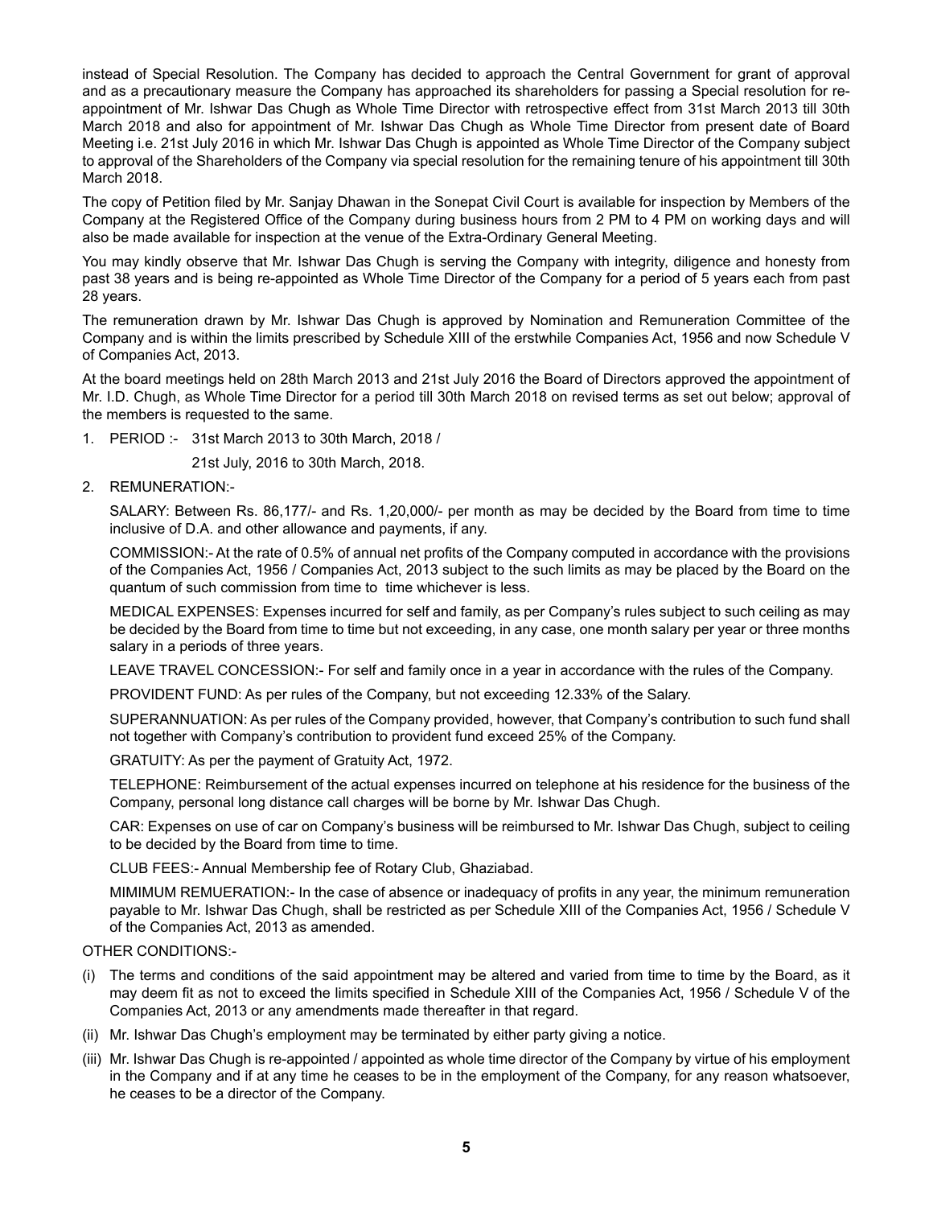instead of Special Resolution. The Company has decided to approach the Central Government for grant of approval and as a precautionary measure the Company has approached its shareholders for passing a Special resolution for re-appointment of Mr. Ishwar Das Chugh as Whole Time Director with retrospective effect from 31st March 2013 till 30th March 2018 and also for appointment of Mr. Ishwar Das Chugh as Whole Time Director from present date of Board Meeting i.e. 21st July 2016 in which Mr. Ishwar Das Chugh is appointed as Whole Time Director of the Company subject to approval of the Shareholders of the Company via special resolution for the remaining tenure of his appointment till 30th March 2018.

The copy of Petition filed by Mr. Sanjay Dhawan in the Sonepat Civil Court is available for inspection by Members of the Company at the Registered Office of the Company during business hours from 2 PM to 4 PM on working days and will also be made available for inspection at the venue of the Extra-Ordinary General Meeting.

You may kindly observe that Mr. Ishwar Das Chugh is serving the Company with integrity, diligence and honesty from past 38 years and is being re-appointed as Whole Time Director of the Company for a period of 5 years each from past 28 years.

The remuneration drawn by Mr. Ishwar Das Chugh is approved by Nomination and Remuneration Committee of the Company and is within the limits prescribed by Schedule XIII of the erstwhile Companies Act, 1956 and now Schedule V of Companies Act, 2013.

At the board meetings held on 28th March 2013 and 21st July 2016 the Board of Directors approved the appointment of Mr. I.D. Chugh, as Whole Time Director for a period till 30th March 2018 on revised terms as set out below; approval of the members is requested to the same.

1. PERIOD :- 31st March 2013 to 30th March, 2018 /

   21st July, 2016 to 30th March, 2018.

2. REMUNERATION:-

   SALARY: Between Rs. 86,177/- and Rs. 1,20,000/- per month as may be decided by the Board from time to time inclusive of D.A. and other allowance and payments, if any.

   COMMISSION:- At the rate of 0.5% of annual net profits of the Company computed in accordance with the provisions of the Companies Act, 1956 / Companies Act, 2013 subject to the such limits as may be placed by the Board on the quantum of such commission from time to time whichever is less.

   MEDICAL EXPENSES: Expenses incurred for self and family, as per Company's rules subject to such ceiling as may be decided by the Board from time to time but not exceeding, in any case, one month salary per year or three months salary in a periods of three years.

   LEAVE TRAVEL CONCESSION:- For self and family once in a year in accordance with the rules of the Company.

   PROVIDENT FUND: As per rules of the Company, but not exceeding 12.33% of the Salary.

   SUPERANNUATION: As per rules of the Company provided, however, that Company's contribution to such fund shall not together with Company's contribution to provident fund exceed 25% of the Company.

   GRATUITY: As per the payment of Gratuity Act, 1972.

   TELEPHONE: Reimbursement of the actual expenses incurred on telephone at his residence for the business of the Company, personal long distance call charges will be borne by Mr. Ishwar Das Chugh.

   CAR: Expenses on use of car on Company's business will be reimbursed to Mr. Ishwar Das Chugh, subject to ceiling to be decided by the Board from time to time.

   CLUB FEES:- Annual Membership fee of Rotary Club, Ghaziabad.

   MIMIMUM REMUERATION:- In the case of absence or inadequacy of profits in any year, the minimum remuneration payable to Mr. Ishwar Das Chugh, shall be restricted as per Schedule XIII of the Companies Act, 1956 / Schedule V of the Companies Act, 2013 as amended.

OTHER CONDITIONS:-

(i) The terms and conditions of the said appointment may be altered and varied from time to time by the Board, as it may deem fit as not to exceed the limits specified in Schedule XIII of the Companies Act, 1956 / Schedule V of the Companies Act, 2013 or any amendments made thereafter in that regard.

(ii) Mr. Ishwar Das Chugh's employment may be terminated by either party giving a notice.

(iii) Mr. Ishwar Das Chugh is re-appointed / appointed as whole time director of the Company by virtue of his employment in the Company and if at any time he ceases to be in the employment of the Company, for any reason whatsoever, he ceases to be a director of the Company.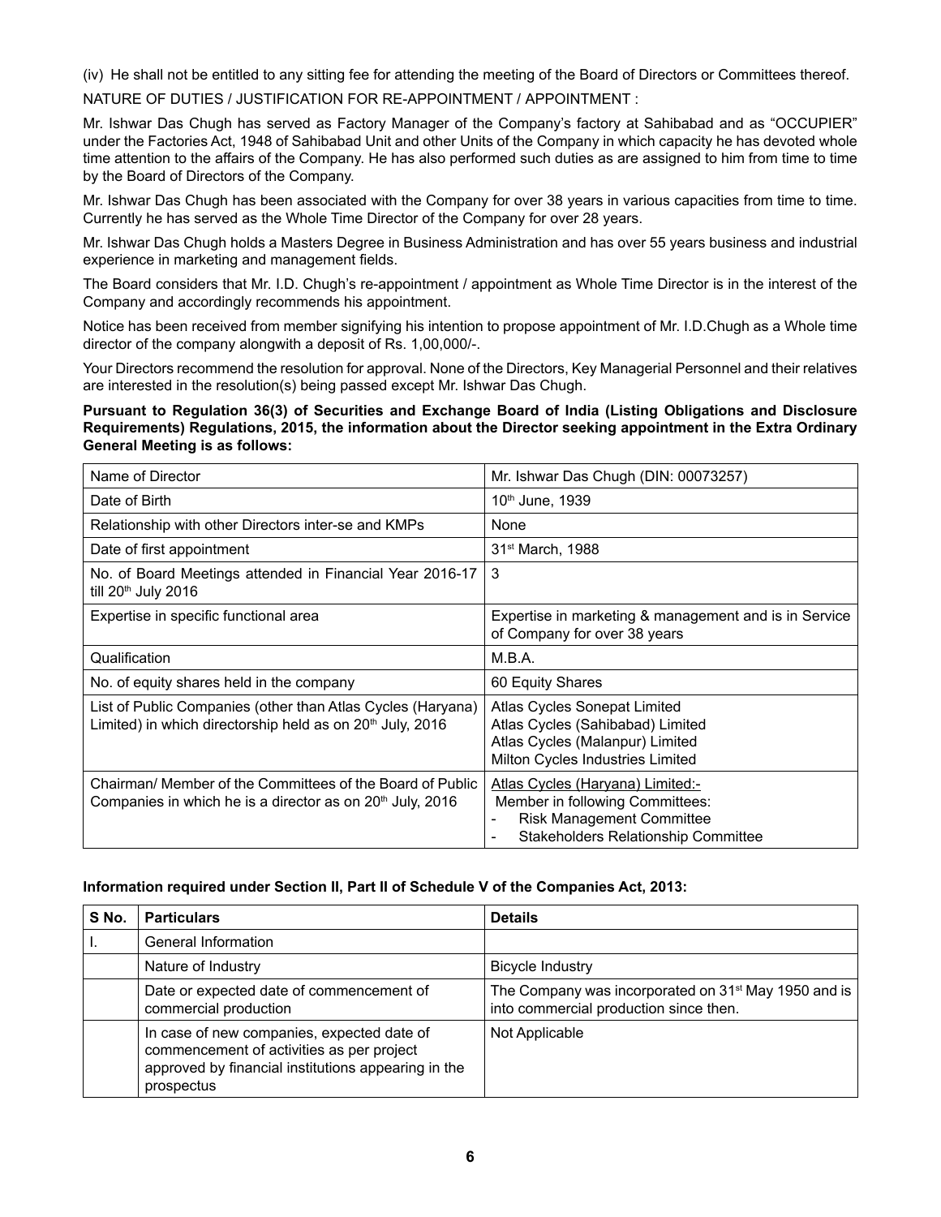(iv) He shall not be entitled to any sitting fee for attending the meeting of the Board of Directors or Committees thereof.

NATURE OF DUTIES / JUSTIFICATION FOR RE-APPOINTMENT / APPOINTMENT :

Mr. Ishwar Das Chugh has served as Factory Manager of the Company's factory at Sahibabad and as "OCCUPIER" under the Factories Act, 1948 of Sahibabad Unit and other Units of the Company in which capacity he has devoted whole time attention to the affairs of the Company. He has also performed such duties as are assigned to him from time to time by the Board of Directors of the Company.

Mr. Ishwar Das Chugh has been associated with the Company for over 38 years in various capacities from time to time. Currently he has served as the Whole Time Director of the Company for over 28 years.

Mr. Ishwar Das Chugh holds a Masters Degree in Business Administration and has over 55 years business and industrial experience in marketing and management fields.

The Board considers that Mr. I.D. Chugh's re-appointment / appointment as Whole Time Director is in the interest of the Company and accordingly recommends his appointment.

Notice has been received from member signifying his intention to propose appointment of Mr. I.D.Chugh as a Whole time director of the company alongwith a deposit of Rs. 1,00,000/-.

Your Directors recommend the resolution for approval. None of the Directors, Key Managerial Personnel and their relatives are interested in the resolution(s) being passed except Mr. Ishwar Das Chugh.

**Pursuant to Regulation 36(3) of Securities and Exchange Board of India (Listing Obligations and Disclosure Requirements) Regulations, 2015, the information about the Director seeking appointment in the Extra Ordinary General Meeting is as follows:**

| Name of Director | Mr. Ishwar Das Chugh (DIN: 00073257) |
|---|---|
| Date of Birth | 10th June, 1939 |
| Relationship with other Directors inter-se and KMPs | None |
| Date of first appointment | 31st March, 1988 |
| No. of Board Meetings attended in Financial Year 2016-17 till 20th July 2016 | 3 |
| Expertise in specific functional area | Expertise in marketing & management and is in Service of Company for over 38 years |
| Qualification | M.B.A. |
| No. of equity shares held in the company | 60 Equity Shares |
| List of Public Companies (other than Atlas Cycles (Haryana) Limited) in which directorship held as on 20th July, 2016 | Atlas Cycles Sonepat Limited<br>Atlas Cycles (Sahibabad) Limited<br>Atlas Cycles (Malanpur) Limited<br>Milton Cycles Industries Limited |
| Chairman/ Member of the Committees of the Board of Public Companies in which he is a director as on 20th July, 2016 | Atlas Cycles (Haryana) Limited:-<br>Member in following Committees:<br>- Risk Management Committee<br>- Stakeholders Relationship Committee |

**Information required under Section II, Part II of Schedule V of the Companies Act, 2013:**

| S No. | Particulars | Details |
|---|---|---|
| I. | General Information | |
| | Nature of Industry | Bicycle Industry |
| | Date or expected date of commencement of commercial production | The Company was incorporated on 31st May 1950 and is into commercial production since then. |
| | In case of new companies, expected date of commencement of activities as per project approved by financial institutions appearing in the prospectus | Not Applicable |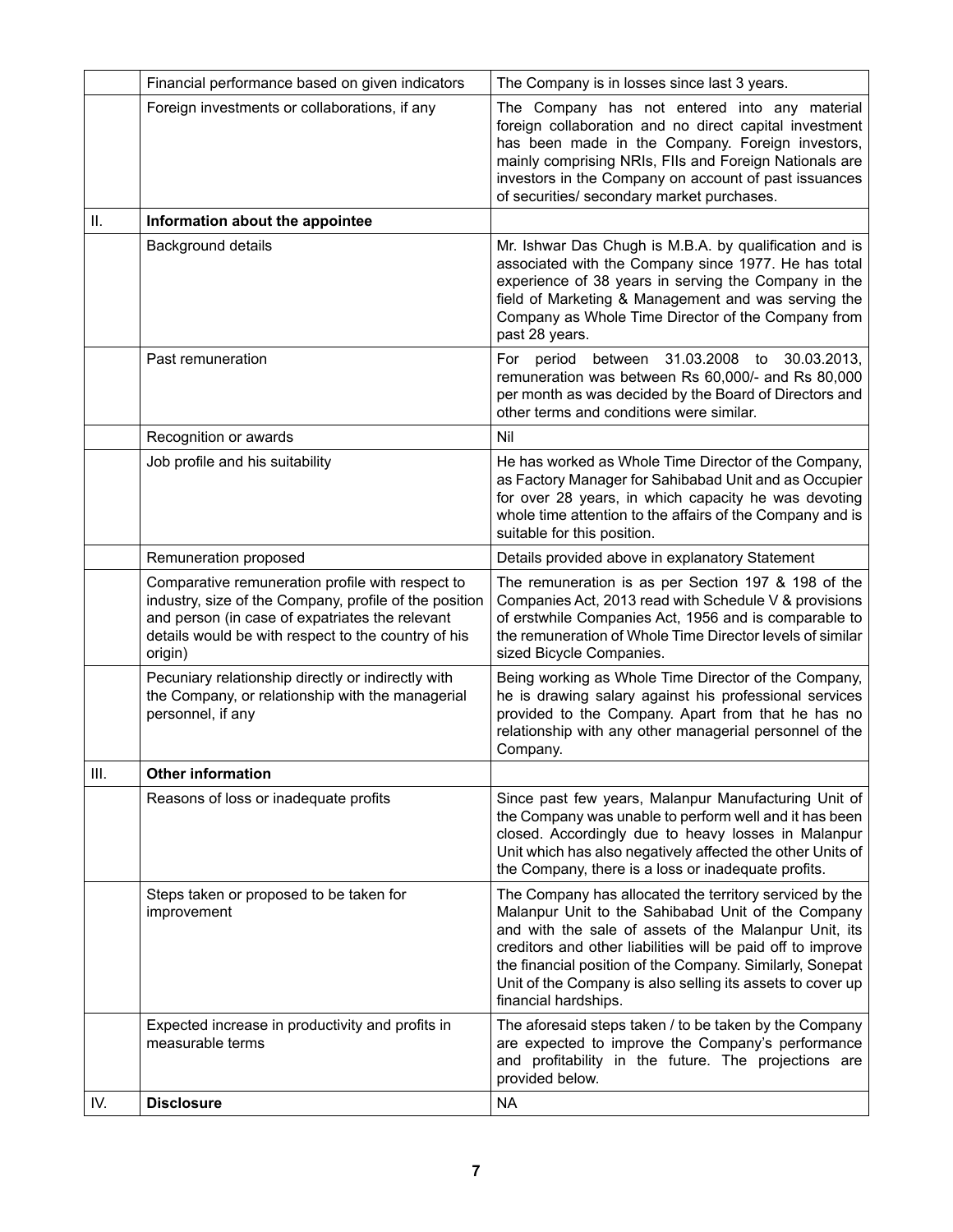| | | |
|---|---|---|
| | Financial performance based on given indicators | The Company is in losses since last 3 years. |
| | Foreign investments or collaborations, if any | The Company has not entered into any material foreign collaboration and no direct capital investment has been made in the Company. Foreign investors, mainly comprising NRIs, FIIs and Foreign Nationals are investors in the Company on account of past issuances of securities/ secondary market purchases. |
| II. | **Information about the appointee** | |
| | Background details | Mr. Ishwar Das Chugh is M.B.A. by qualification and is associated with the Company since 1977. He has total experience of 38 years in serving the Company in the field of Marketing & Management and was serving the Company as Whole Time Director of the Company from past 28 years. |
| | Past remuneration | For period between 31.03.2008 to 30.03.2013, remuneration was between Rs 60,000/- and Rs 80,000 per month as was decided by the Board of Directors and other terms and conditions were similar. |
| | Recognition or awards | Nil |
| | Job profile and his suitability | He has worked as Whole Time Director of the Company, as Factory Manager for Sahibabad Unit and as Occupier for over 28 years, in which capacity he was devoting whole time attention to the affairs of the Company and is suitable for this position. |
| | Remuneration proposed | Details provided above in explanatory Statement |
| | Comparative remuneration profile with respect to industry, size of the Company, profile of the position and person (in case of expatriates the relevant details would be with respect to the country of his origin) | The remuneration is as per Section 197 & 198 of the Companies Act, 2013 read with Schedule V & provisions of erstwhile Companies Act, 1956 and is comparable to the remuneration of Whole Time Director levels of similar sized Bicycle Companies. |
| | Pecuniary relationship directly or indirectly with the Company, or relationship with the managerial personnel, if any | Being working as Whole Time Director of the Company, he is drawing salary against his professional services provided to the Company. Apart from that he has no relationship with any other managerial personnel of the Company. |
| III. | **Other information** | |
| | Reasons of loss or inadequate profits | Since past few years, Malanpur Manufacturing Unit of the Company was unable to perform well and it has been closed. Accordingly due to heavy losses in Malanpur Unit which has also negatively affected the other Units of the Company, there is a loss or inadequate profits. |
| | Steps taken or proposed to be taken for improvement | The Company has allocated the territory serviced by the Malanpur Unit to the Sahibabad Unit of the Company and with the sale of assets of the Malanpur Unit, its creditors and other liabilities will be paid off to improve the financial position of the Company. Similarly, Sonepat Unit of the Company is also selling its assets to cover up financial hardships. |
| | Expected increase in productivity and profits in measurable terms | The aforesaid steps taken / to be taken by the Company are expected to improve the Company's performance and profitability in the future. The projections are provided below. |
| IV. | **Disclosure** | NA |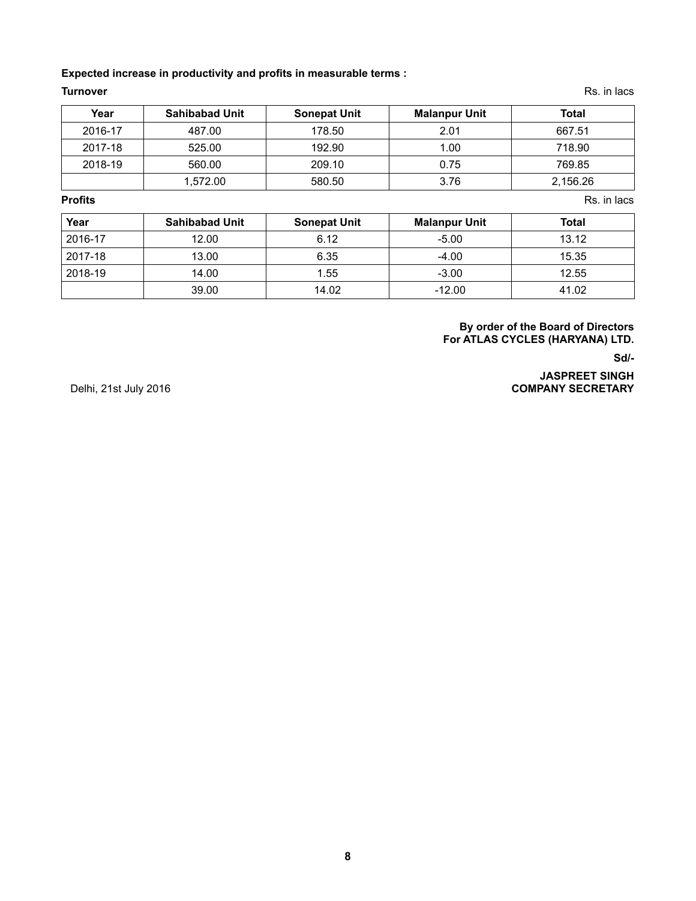**Expected increase in productivity and profits in measurable terms :**

**Turnover** Rs. in lacs

| Year | Sahibabad Unit | Sonepat Unit | Malanpur Unit | Total |
|---|---|---|---|---|
| 2016-17 | 487.00 | 178.50 | 2.01 | 667.51 |
| 2017-18 | 525.00 | 192.90 | 1.00 | 718.90 |
| 2018-19 | 560.00 | 209.10 | 0.75 | 769.85 |
| | 1,572.00 | 580.50 | 3.76 | 2,156.26 |

**Profits** Rs. in lacs

| Year | Sahibabad Unit | Sonepat Unit | Malanpur Unit | Total |
|---|---|---|---|---|
| 2016-17 | 12.00 | 6.12 | -5.00 | 13.12 |
| 2017-18 | 13.00 | 6.35 | -4.00 | 15.35 |
| 2018-19 | 14.00 | 1.55 | -3.00 | 12.55 |
| | 39.00 | 14.02 | -12.00 | 41.02 |

**By order of the Board of Directors**
**For ATLAS CYCLES (HARYANA) LTD.**

**Sd/-**

Delhi, 21st July 2016

**JASPREET SINGH**
**COMPANY SECRETARY**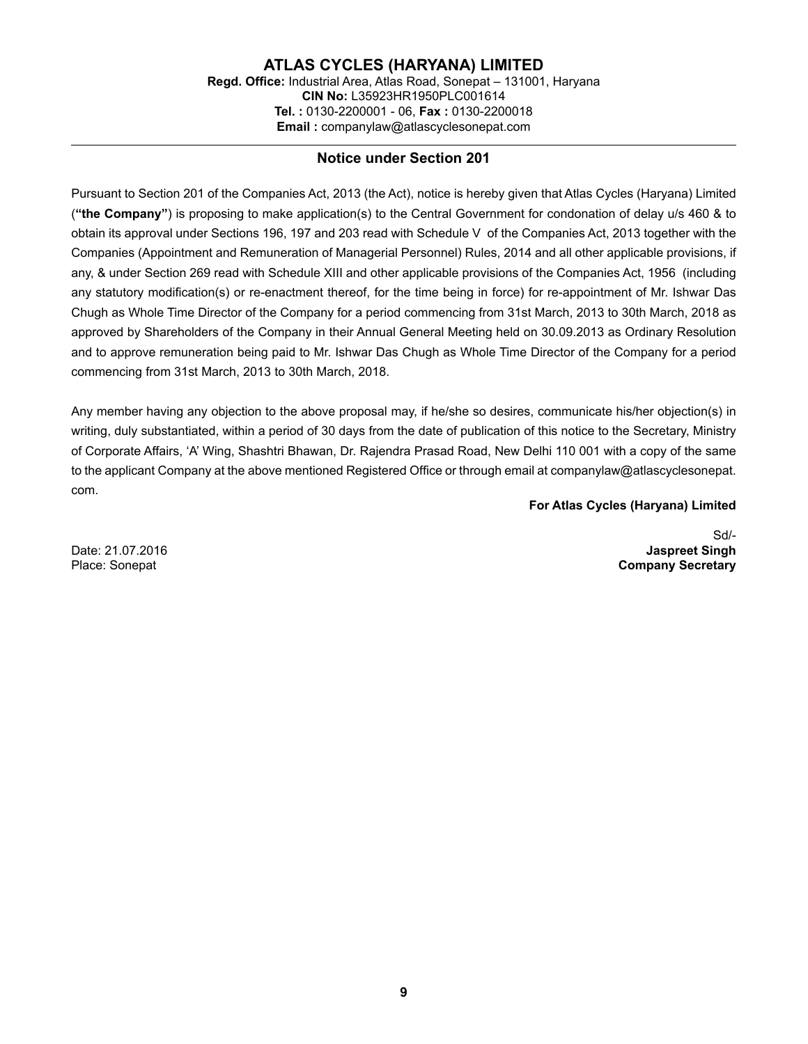# ATLAS CYCLES (HARYANA) LIMITED

**Regd. Office:** Industrial Area, Atlas Road, Sonepat – 131001, Haryana
**CIN No:** L35923HR1950PLC001614
**Tel. :** 0130-2200001 - 06, **Fax :** 0130-2200018
**Email :** companylaw@atlascyclesonepat.com

## Notice under Section 201

Pursuant to Section 201 of the Companies Act, 2013 (the Act), notice is hereby given that Atlas Cycles (Haryana) Limited (**"the Company"**) is proposing to make application(s) to the Central Government for condonation of delay u/s 460 & to obtain its approval under Sections 196, 197 and 203 read with Schedule V of the Companies Act, 2013 together with the Companies (Appointment and Remuneration of Managerial Personnel) Rules, 2014 and all other applicable provisions, if any, & under Section 269 read with Schedule XIII and other applicable provisions of the Companies Act, 1956 (including any statutory modification(s) or re-enactment thereof, for the time being in force) for re-appointment of Mr. Ishwar Das Chugh as Whole Time Director of the Company for a period commencing from 31st March, 2013 to 30th March, 2018 as approved by Shareholders of the Company in their Annual General Meeting held on 30.09.2013 as Ordinary Resolution and to approve remuneration being paid to Mr. Ishwar Das Chugh as Whole Time Director of the Company for a period commencing from 31st March, 2013 to 30th March, 2018.

Any member having any objection to the above proposal may, if he/she so desires, communicate his/her objection(s) in writing, duly substantiated, within a period of 30 days from the date of publication of this notice to the Secretary, Ministry of Corporate Affairs, 'A' Wing, Shashtri Bhawan, Dr. Rajendra Prasad Road, New Delhi 110 001 with a copy of the same to the applicant Company at the above mentioned Registered Office or through email at companylaw@atlascyclesonepat.com.

**For Atlas Cycles (Haryana) Limited**

Sd/-
**Jaspreet Singh**
**Company Secretary**

Date: 21.07.2016
Place: Sonepat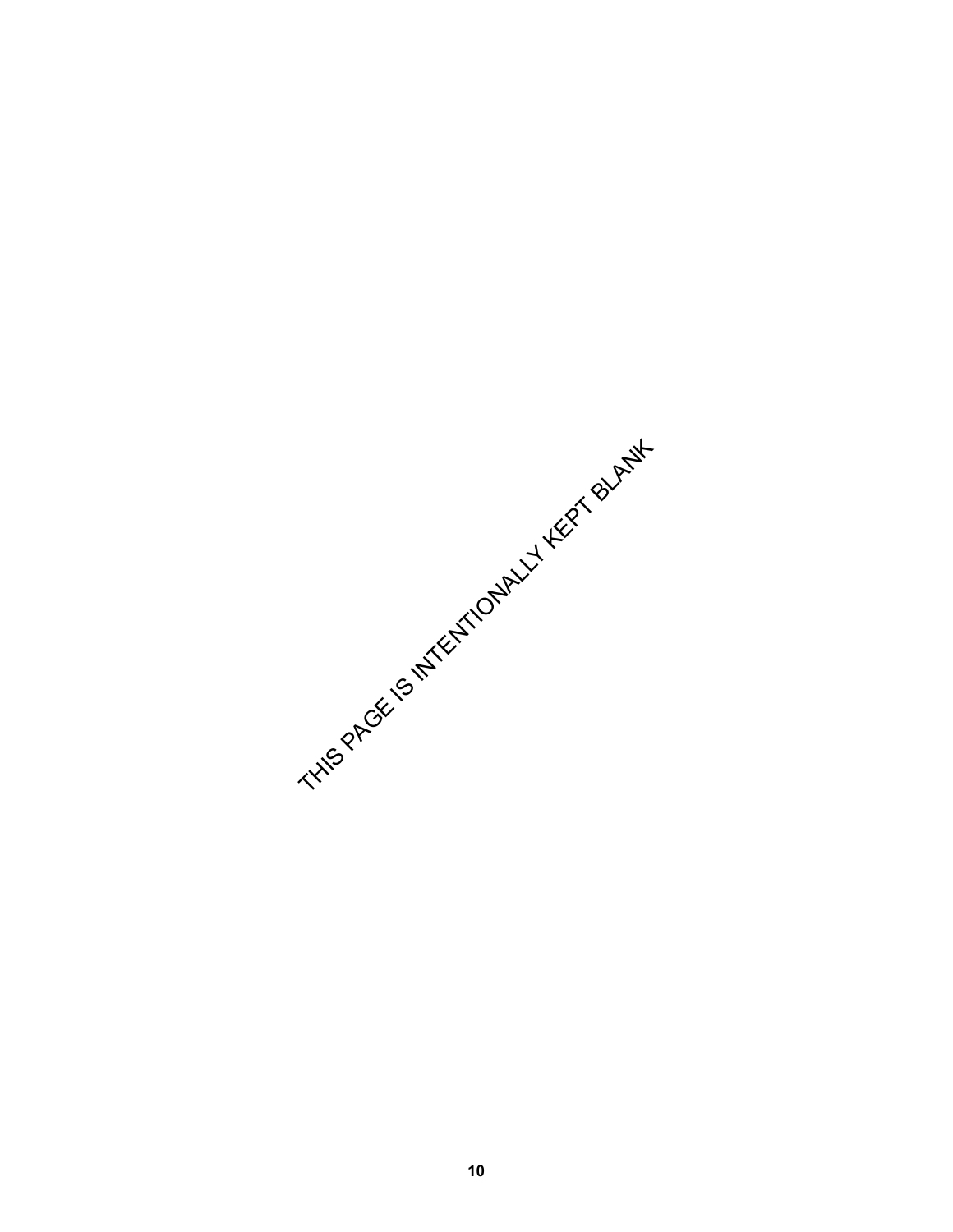THIS PAGE IS INTENTIONALLY KEPT BLANK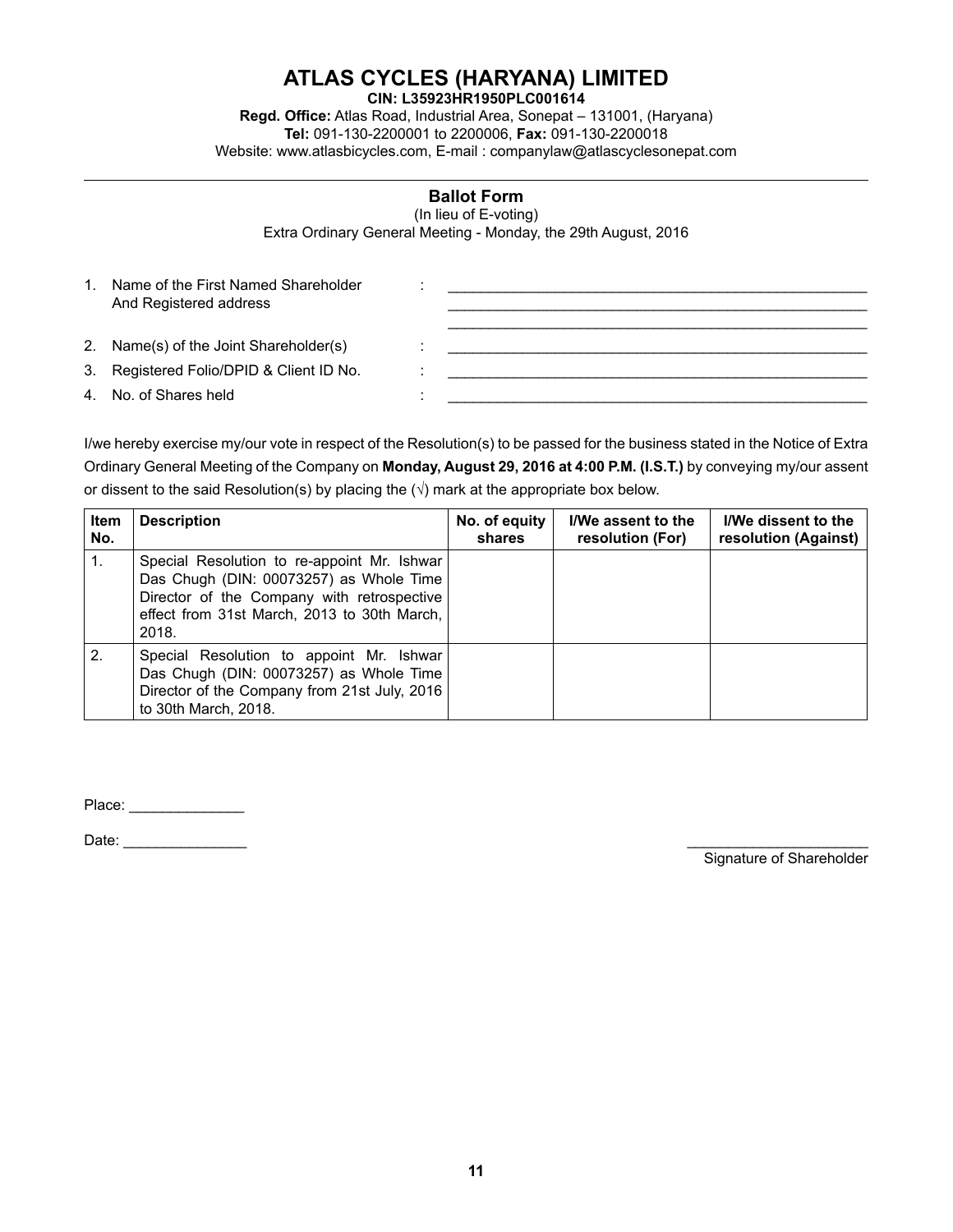# ATLAS CYCLES (HARYANA) LIMITED

**CIN: L35923HR1950PLC001614**

**Regd. Office:** Atlas Road, Industrial Area, Sonepat – 131001, (Haryana)

**Tel:** 091-130-2200001 to 2200006, **Fax:** 091-130-2200018

Website: www.atlasbicycles.com, E-mail : companylaw@atlascyclesonepat.com

## Ballot Form

(In lieu of E-voting)

Extra Ordinary General Meeting - Monday, the 29th August, 2016

1. Name of the First Named Shareholder And Registered address : ______________________________
2. Name(s) of the Joint Shareholder(s) : ______________________________
3. Registered Folio/DPID & Client ID No. : ______________________________
4. No. of Shares held : ______________________________

I/we hereby exercise my/our vote in respect of the Resolution(s) to be passed for the business stated in the Notice of Extra Ordinary General Meeting of the Company on **Monday, August 29, 2016 at 4:00 P.M. (I.S.T.)** by conveying my/our assent or dissent to the said Resolution(s) by placing the (√) mark at the appropriate box below.

| Item No. | Description | No. of equity shares | I/We assent to the resolution (For) | I/We dissent to the resolution (Against) |
|---|---|---|---|---|
| 1. | Special Resolution to re-appoint Mr. Ishwar Das Chugh (DIN: 00073257) as Whole Time Director of the Company with retrospective effect from 31st March, 2013 to 30th March, 2018. | | | |
| 2. | Special Resolution to appoint Mr. Ishwar Das Chugh (DIN: 00073257) as Whole Time Director of the Company from 21st July, 2016 to 30th March, 2018. | | | |

Place: ______________

Date: _______________

______________________
Signature of Shareholder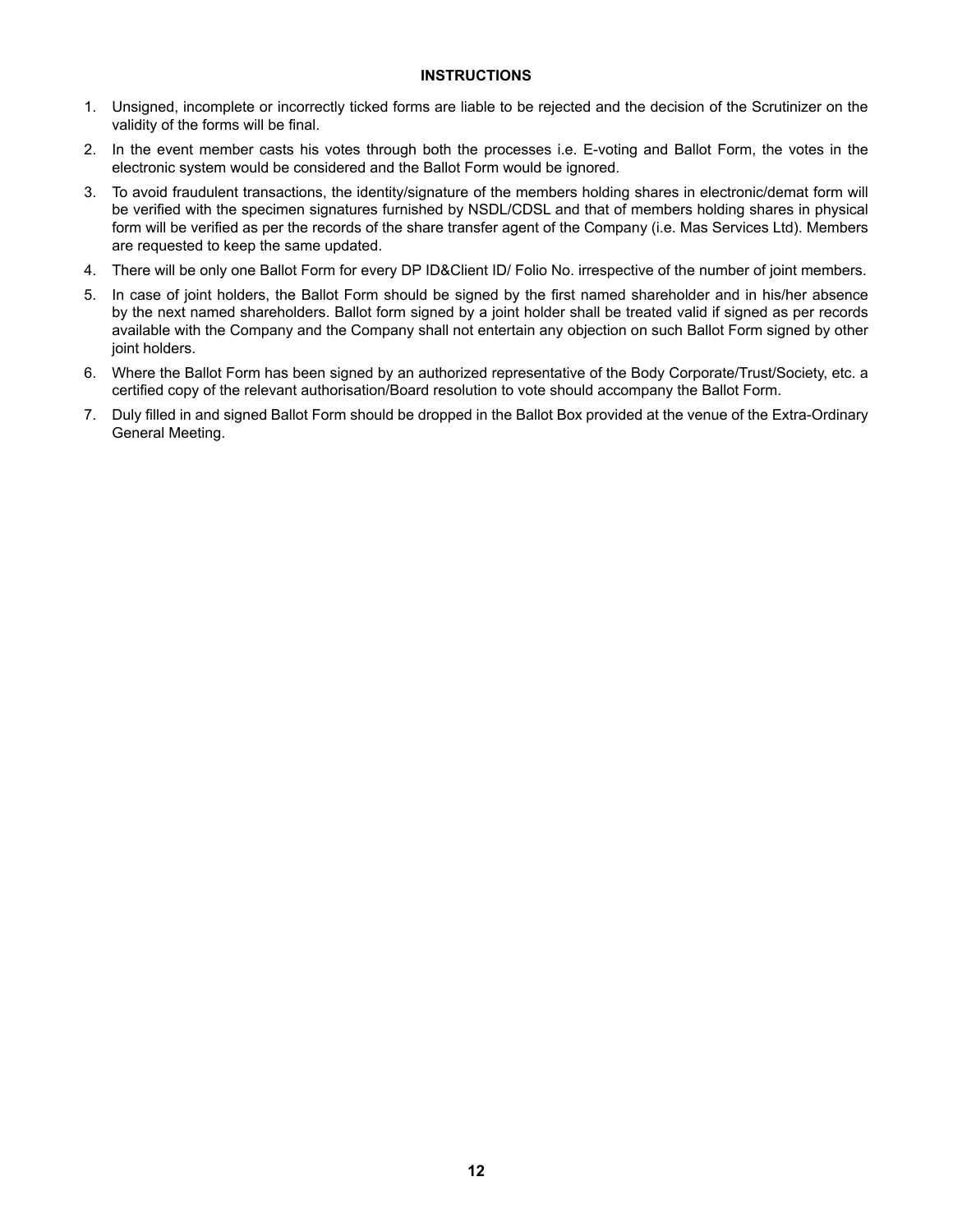## INSTRUCTIONS

1. Unsigned, incomplete or incorrectly ticked forms are liable to be rejected and the decision of the Scrutinizer on the validity of the forms will be final.
2. In the event member casts his votes through both the processes i.e. E-voting and Ballot Form, the votes in the electronic system would be considered and the Ballot Form would be ignored.
3. To avoid fraudulent transactions, the identity/signature of the members holding shares in electronic/demat form will be verified with the specimen signatures furnished by NSDL/CDSL and that of members holding shares in physical form will be verified as per the records of the share transfer agent of the Company (i.e. Mas Services Ltd). Members are requested to keep the same updated.
4. There will be only one Ballot Form for every DP ID&Client ID/ Folio No. irrespective of the number of joint members.
5. In case of joint holders, the Ballot Form should be signed by the first named shareholder and in his/her absence by the next named shareholders. Ballot form signed by a joint holder shall be treated valid if signed as per records available with the Company and the Company shall not entertain any objection on such Ballot Form signed by other joint holders.
6. Where the Ballot Form has been signed by an authorized representative of the Body Corporate/Trust/Society, etc. a certified copy of the relevant authorisation/Board resolution to vote should accompany the Ballot Form.
7. Duly filled in and signed Ballot Form should be dropped in the Ballot Box provided at the venue of the Extra-Ordinary General Meeting.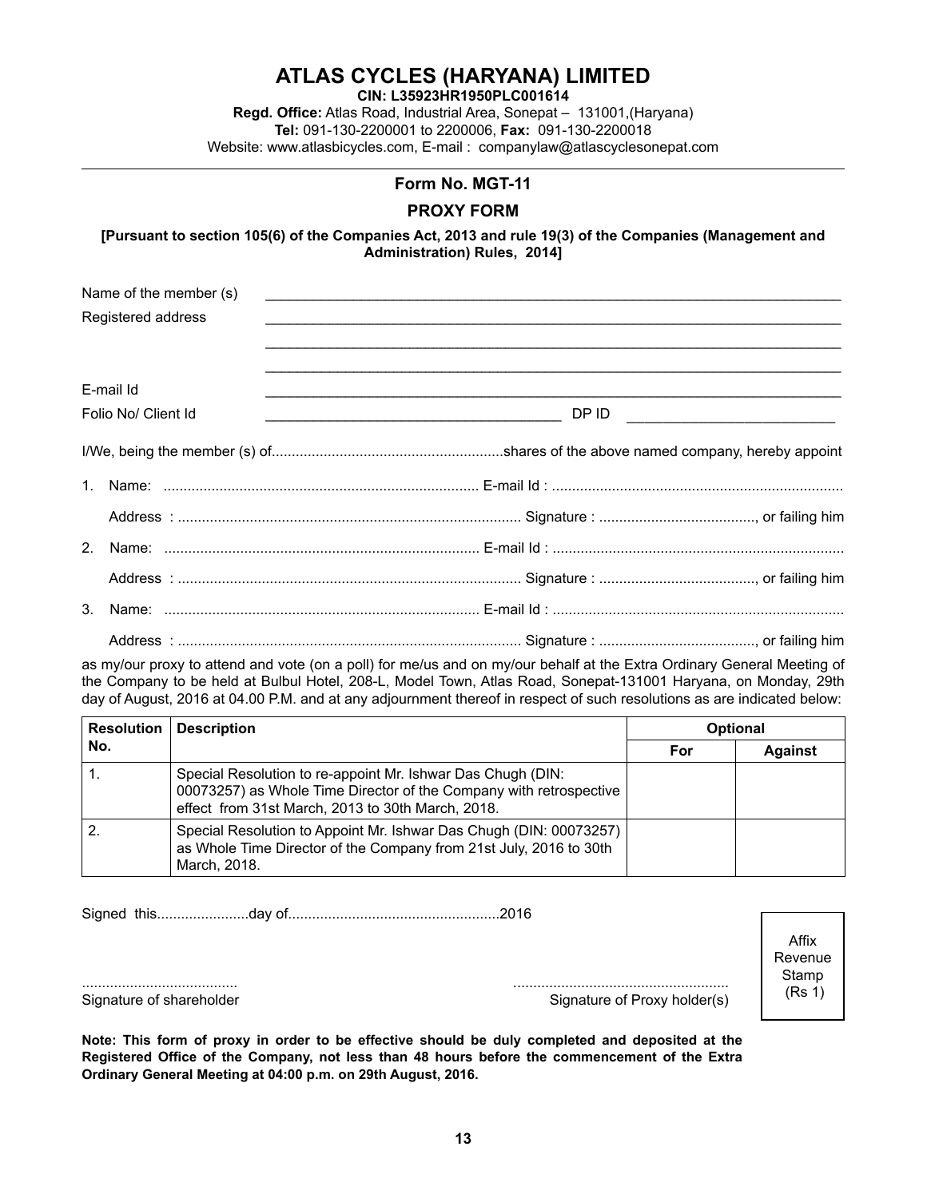# ATLAS CYCLES (HARYANA) LIMITED

**CIN: L35923HR1950PLC001614**

**Regd. Office:** Atlas Road, Industrial Area, Sonepat – 131001,(Haryana)

**Tel:** 091-130-2200001 to 2200006, **Fax:** 091-130-2200018

Website: www.atlasbicycles.com, E-mail : companylaw@atlascyclesonepat.com

## Form No. MGT-11

## PROXY FORM

**[Pursuant to section 105(6) of the Companies Act, 2013 and rule 19(3) of the Companies (Management and Administration) Rules, 2014]**

Name of the member (s) ______________________________________________

Registered address ______________________________________________

______________________________________________

______________________________________________

E-mail Id ______________________________________________

Folio No/ Client Id ______________________________ DP ID ______________________

I/We, being the member (s) of..........................................................shares of the above named company, hereby appoint

1. Name: ............................................................................... E-mail Id : .........................................................................

   Address : ..................................................................................... Signature : ......................................., or failing him

2. Name: ............................................................................... E-mail Id : .........................................................................

   Address : ..................................................................................... Signature : ......................................., or failing him

3. Name: ............................................................................... E-mail Id : .........................................................................

   Address : ..................................................................................... Signature : ......................................., or failing him

as my/our proxy to attend and vote (on a poll) for me/us and on my/our behalf at the Extra Ordinary General Meeting of the Company to be held at Bulbul Hotel, 208-L, Model Town, Atlas Road, Sonepat-131001 Haryana, on Monday, 29th day of August, 2016 at 04.00 P.M. and at any adjournment thereof in respect of such resolutions as are indicated below:

| Resolution No. | Description | Optional | |
|---|---|---|---|
| | | For | Against |
| 1. | Special Resolution to re-appoint Mr. Ishwar Das Chugh (DIN: 00073257) as Whole Time Director of the Company with retrospective effect from 31st March, 2013 to 30th March, 2018. | | |
| 2. | Special Resolution to Appoint Mr. Ishwar Das Chugh (DIN: 00073257) as Whole Time Director of the Company from 21st July, 2016 to 30th March, 2018. | | |

Signed this.......................day of.....................................................2016

Affix Revenue Stamp (Rs 1)

....................................... .....................................................

Signature of shareholder Signature of Proxy holder(s)

**Note: This form of proxy in order to be effective should be duly completed and deposited at the Registered Office of the Company, not less than 48 hours before the commencement of the Extra Ordinary General Meeting at 04:00 p.m. on 29th August, 2016.**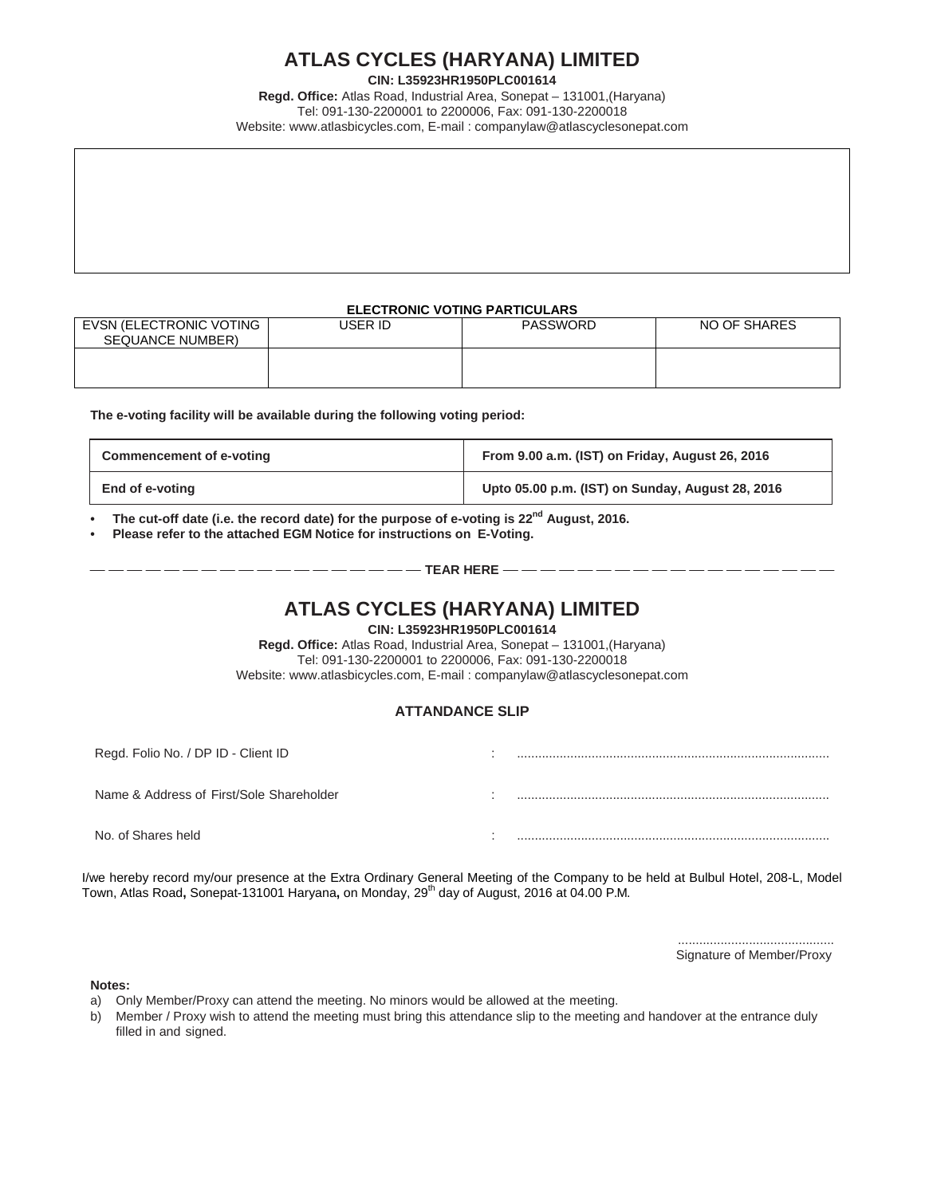# ATLAS CYCLES (HARYANA) LIMITED

**CIN: L35923HR1950PLC001614**

**Regd. Office:** Atlas Road, Industrial Area, Sonepat – 131001,(Haryana)

Tel: 091-130-2200001 to 2200006, Fax: 091-130-2200018

Website: www.atlasbicycles.com, E-mail : companylaw@atlascyclesonepat.com

**ELECTRONIC VOTING PARTICULARS**

| EVSN (ELECTRONIC VOTING SEQUANCE NUMBER) | USER ID | PASSWORD | NO OF SHARES |
|---|---|---|---|
| | | | |

**The e-voting facility will be available during the following voting period:**

| | |
|---|---|
| **Commencement of e-voting** | **From 9.00 a.m. (IST) on Friday, August 26, 2016** |
| **End of e-voting** | **Upto 05.00 p.m. (IST) on Sunday, August 28, 2016** |

- **The cut-off date (i.e. the record date) for the purpose of e-voting is 22nd August, 2016.**
- **Please refer to the attached EGM Notice for instructions on E-Voting.**

— — — — — — — — — — — — — — — — — — **TEAR HERE** — — — — — — — — — — — — — — — — — —

# ATLAS CYCLES (HARYANA) LIMITED

**CIN: L35923HR1950PLC001614**

**Regd. Office:** Atlas Road, Industrial Area, Sonepat – 131001,(Haryana)

Tel: 091-130-2200001 to 2200006, Fax: 091-130-2200018

Website: www.atlasbicycles.com, E-mail : companylaw@atlascyclesonepat.com

## ATTANDANCE SLIP

Regd. Folio No. / DP ID - Client ID : .......................................................................................

Name & Address of First/Sole Shareholder : .......................................................................................

No. of Shares held : .......................................................................................

I/we hereby record my/our presence at the Extra Ordinary General Meeting of the Company to be held at Bulbul Hotel, 208-L, Model Town, Atlas Road**,** Sonepat-131001 Haryana**,** on Monday, 29th day of August, 2016 at 04.00 P.M.

...........................................

Signature of Member/Proxy

**Notes:**

a) Only Member/Proxy can attend the meeting. No minors would be allowed at the meeting.

b) Member / Proxy wish to attend the meeting must bring this attendance slip to the meeting and handover at the entrance duly filled in and signed.